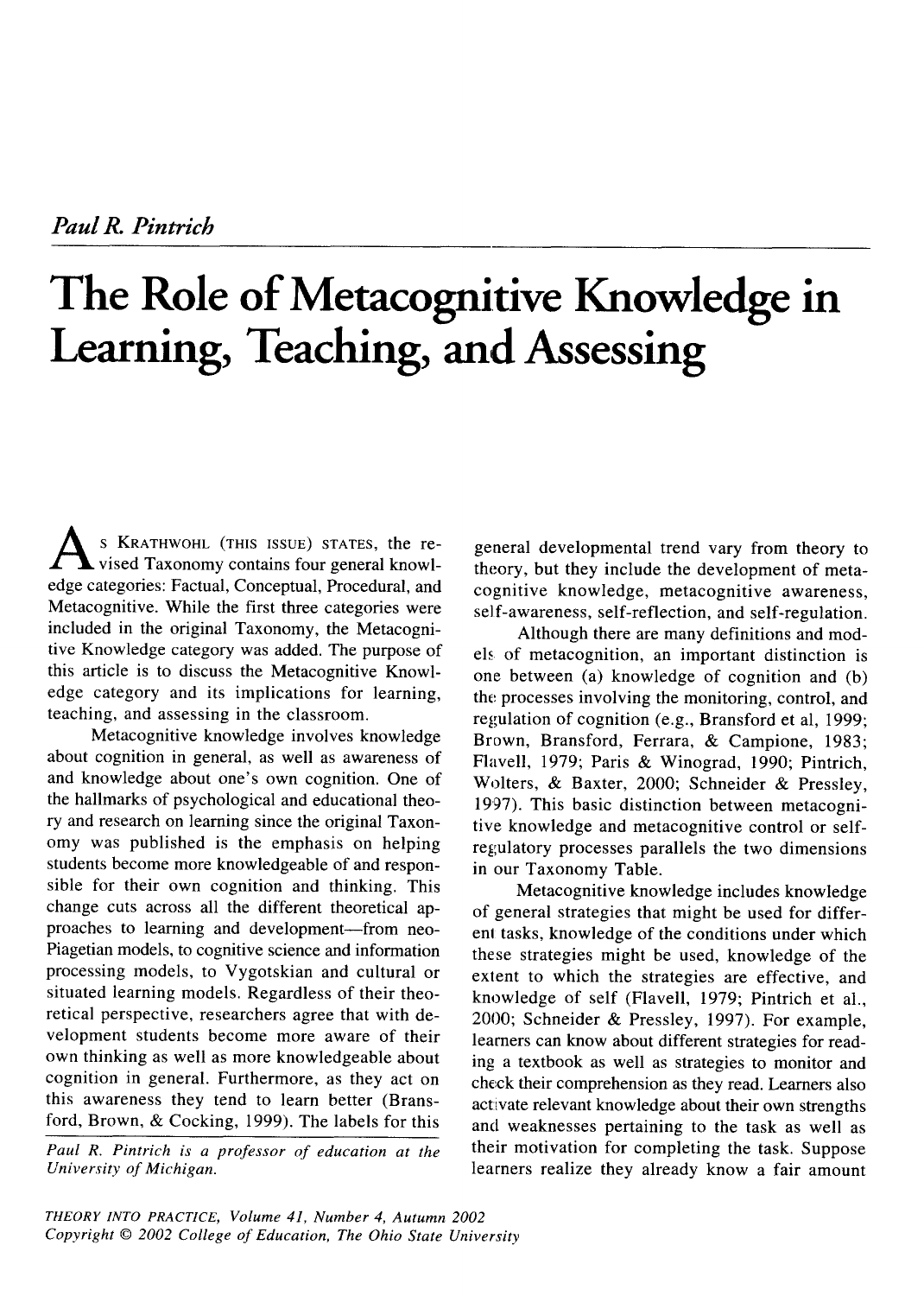*Paul R. Pintrich*

# The Role of Metacognitive Knowledge in Learning, Teaching, and Assessing

As Krathwohl (this issue) states, the revised Taxonomy contains four general knowledge categories: Factual, Conceptual, Procedural, and Metacognitive. While the first three categories were included in the original Taxonomy, the Metacognitive Knowledge category was added. The purpose of this article is to discuss the Metacognitive Knowledge category and its implications for learning, teaching, and assessing in the classroom.

Metacognitive knowledge involves knowledge about cognition in general, as well as awareness of and knowledge about one's own cognition. One of the hallmarks of psychological and educational theory and research on learning since the original Taxonomy was published is the emphasis on helping students become more knowledgeable of and responsible for their own cognition and thinking. This change cuts across all the different theoretical approaches to learning and development—from neo-Piagetian models, to cognitive science and information processing models, to Vygotskian and cultural or situated learning models. Regardless of their theoretical perspective, researchers agree that with development students become more aware of their own thinking as well as more knowledgeable about cognition in general. Furthermore, as they act on this awareness they tend to learn better (Bransford, Brown, & Cocking, 1999). The labels for this general developmental trend vary from theory to theory, but they include the development of metacognitive knowledge, metacognitive awareness, self-awareness, self-reflection, and self-regulation.

*Paul R. Pintrich is a professor of education at the University of Michigan.*

Although there are many definitions and models of metacognition, an important distinction is one between (a) knowledge of cognition and (b) the processes involving the monitoring, control, and regulation of cognition (e.g., Bransford et al, 1999; Brown, Bransford, Ferrara, & Campione, 1983; Flavell, 1979; Paris & Winograd, 1990; Pintrich, Wolters, & Baxter, 2000; Schneider & Pressley, 1997). This basic distinction between metacognitive knowledge and metacognitive control or self-regulatory processes parallels the two dimensions in our Taxonomy Table.

Metacognitive knowledge includes knowledge of general strategies that might be used for different tasks, knowledge of the conditions under which these strategies might be used, knowledge of the extent to which the strategies are effective, and knowledge of self (Flavell, 1979; Pintrich et al., 2000; Schneider & Pressley, 1997). For example, learners can know about different strategies for reading a textbook as well as strategies to monitor and check their comprehension as they read. Learners also activate relevant knowledge about their own strengths and weaknesses pertaining to the task as well as their motivation for completing the task. Suppose learners realize they already know a fair amount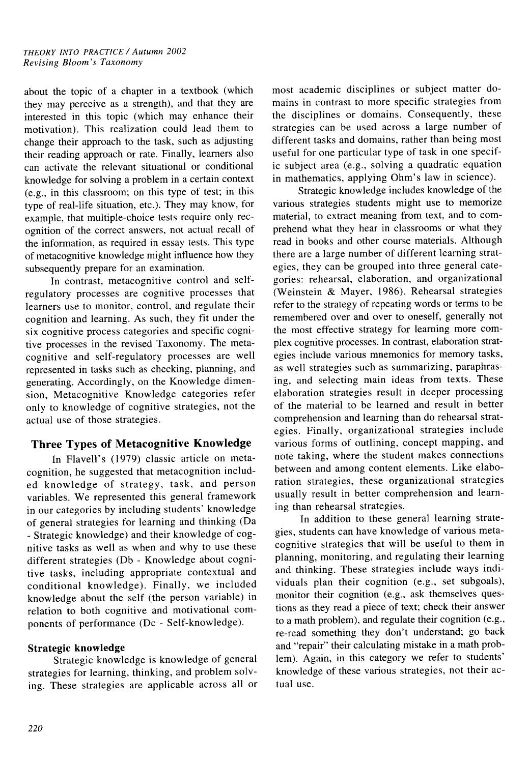about the topic of a chapter in a textbook (which they may perceive as a strength), and that they are interested in this topic (which may enhance their motivation). This realization could lead them to change their approach to the task, such as adjusting their reading approach or rate. Finally, learners also can activate the relevant situational or conditional knowledge for solving a problem in a certain context (e.g., in this classroom; on this type of test; in this type of real-life situation, etc.). They may know, for example, that multiple-choice tests require only recognition of the correct answers, not actual recall of the information, as required in essay tests. This type of metacognitive knowledge might influence how they subsequently prepare for an examination.

In contrast, metacognitive control and self-regulatory processes are cognitive processes that learners use to monitor, control, and regulate their cognition and learning. As such, they fit under the six cognitive process categories and specific cognitive processes in the revised Taxonomy. The metacognitive and self-regulatory processes are well represented in tasks such as checking, planning, and generating. Accordingly, on the Knowledge dimension, Metacognitive Knowledge categories refer only to knowledge of cognitive strategies, not the actual use of those strategies.

## Three Types of Metacognitive Knowledge

In Flavell's (1979) classic article on metacognition, he suggested that metacognition included knowledge of strategy, task, and person variables. We represented this general framework in our categories by including students' knowledge of general strategies for learning and thinking (Da - Strategic knowledge) and their knowledge of cognitive tasks as well as when and why to use these different strategies (Db - Knowledge about cognitive tasks, including appropriate contextual and conditional knowledge). Finally, we included knowledge about the self (the person variable) in relation to both cognitive and motivational components of performance (Dc - Self-knowledge).

### Strategic knowledge

Strategic knowledge is knowledge of general strategies for learning, thinking, and problem solving. These strategies are applicable across all or most academic disciplines or subject matter domains in contrast to more specific strategies from the disciplines or domains. Consequently, these strategies can be used across a large number of different tasks and domains, rather than being most useful for one particular type of task in one specific subject area (e.g., solving a quadratic equation in mathematics, applying Ohm's law in science).

Strategic knowledge includes knowledge of the various strategies students might use to memorize material, to extract meaning from text, and to comprehend what they hear in classrooms or what they read in books and other course materials. Although there are a large number of different learning strategies, they can be grouped into three general categories: rehearsal, elaboration, and organizational (Weinstein & Mayer, 1986). Rehearsal strategies refer to the strategy of repeating words or terms to be remembered over and over to oneself, generally not the most effective strategy for learning more complex cognitive processes. In contrast, elaboration strategies include various mnemonics for memory tasks, as well strategies such as summarizing, paraphrasing, and selecting main ideas from texts. These elaboration strategies result in deeper processing of the material to be learned and result in better comprehension and learning than do rehearsal strategies. Finally, organizational strategies include various forms of outlining, concept mapping, and note taking, where the student makes connections between and among content elements. Like elaboration strategies, these organizational strategies usually result in better comprehension and learning than rehearsal strategies.

In addition to these general learning strategies, students can have knowledge of various metacognitive strategies that will be useful to them in planning, monitoring, and regulating their learning and thinking. These strategies include ways individuals plan their cognition (e.g., set subgoals), monitor their cognition (e.g., ask themselves questions as they read a piece of text; check their answer to a math problem), and regulate their cognition (e.g., re-read something they don't understand; go back and "repair" their calculating mistake in a math problem). Again, in this category we refer to students' knowledge of these various strategies, not their actual use.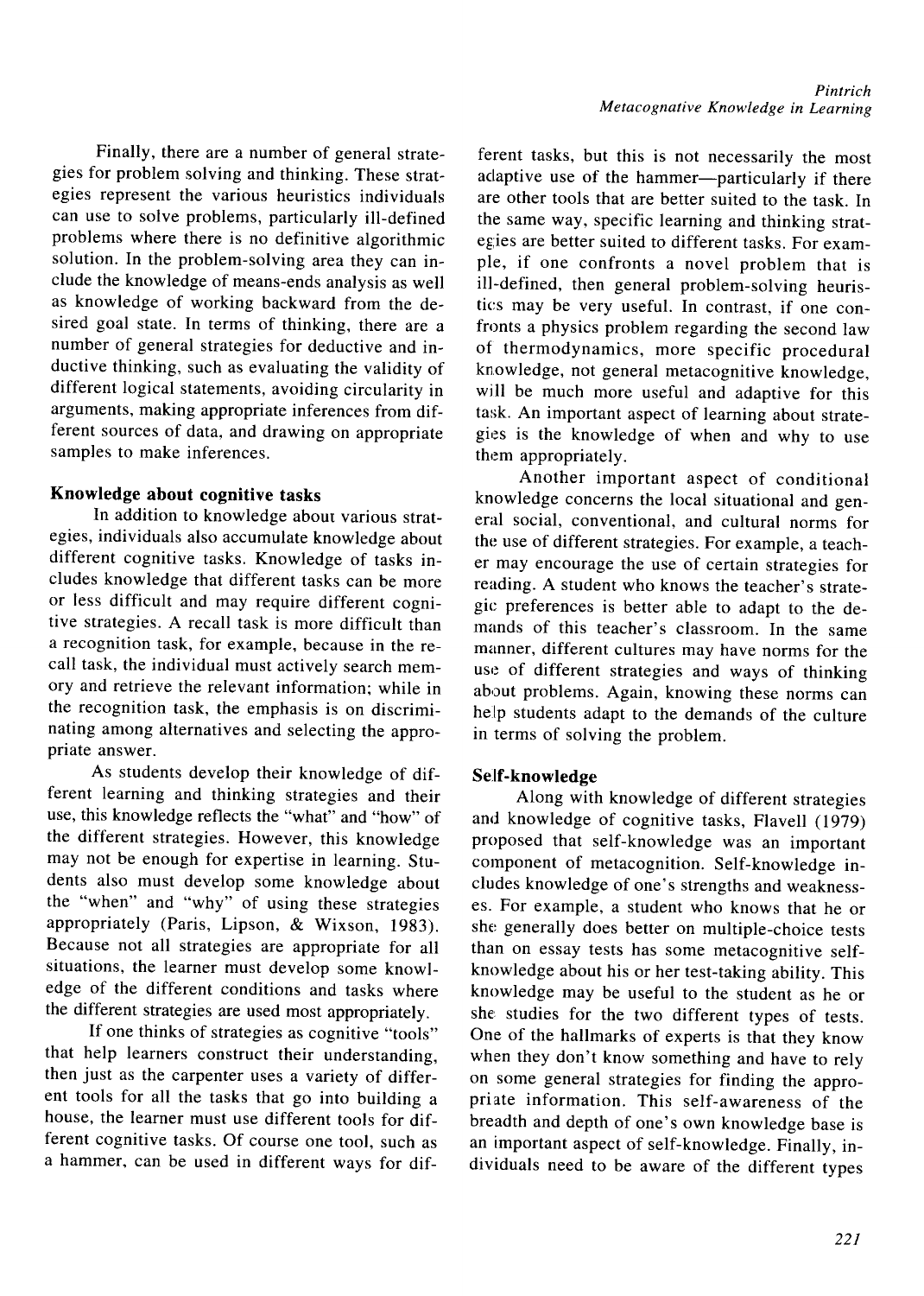Finally, there are a number of general strategies for problem solving and thinking. These strategies represent the various heuristics individuals can use to solve problems, particularly ill-defined problems where there is no definitive algorithmic solution. In the problem-solving area they can include the knowledge of means-ends analysis as well as knowledge of working backward from the desired goal state. In terms of thinking, there are a number of general strategies for deductive and inductive thinking, such as evaluating the validity of different logical statements, avoiding circularity in arguments, making appropriate inferences from different sources of data, and drawing on appropriate samples to make inferences.

### Knowledge about cognitive tasks

In addition to knowledge about various strategies, individuals also accumulate knowledge about different cognitive tasks. Knowledge of tasks includes knowledge that different tasks can be more or less difficult and may require different cognitive strategies. A recall task is more difficult than a recognition task, for example, because in the recall task, the individual must actively search memory and retrieve the relevant information; while in the recognition task, the emphasis is on discriminating among alternatives and selecting the appropriate answer.

As students develop their knowledge of different learning and thinking strategies and their use, this knowledge reflects the "what" and "how" of the different strategies. However, this knowledge may not be enough for expertise in learning. Students also must develop some knowledge about the "when" and "why" of using these strategies appropriately (Paris, Lipson, & Wixson, 1983). Because not all strategies are appropriate for all situations, the learner must develop some knowledge of the different conditions and tasks where the different strategies are used most appropriately.

If one thinks of strategies as cognitive "tools" that help learners construct their understanding, then just as the carpenter uses a variety of different tools for all the tasks that go into building a house, the learner must use different tools for different cognitive tasks. Of course one tool, such as a hammer, can be used in different ways for different tasks, but this is not necessarily the most adaptive use of the hammer—particularly if there are other tools that are better suited to the task. In the same way, specific learning and thinking strategies are better suited to different tasks. For example, if one confronts a novel problem that is ill-defined, then general problem-solving heuristics may be very useful. In contrast, if one confronts a physics problem regarding the second law of thermodynamics, more specific procedural knowledge, not general metacognitive knowledge, will be much more useful and adaptive for this task. An important aspect of learning about strategies is the knowledge of when and why to use them appropriately.

Another important aspect of conditional knowledge concerns the local situational and general social, conventional, and cultural norms for the use of different strategies. For example, a teacher may encourage the use of certain strategies for reading. A student who knows the teacher's strategic preferences is better able to adapt to the demands of this teacher's classroom. In the same manner, different cultures may have norms for the use of different strategies and ways of thinking about problems. Again, knowing these norms can help students adapt to the demands of the culture in terms of solving the problem.

### Self-knowledge

Along with knowledge of different strategies and knowledge of cognitive tasks, Flavell (1979) proposed that self-knowledge was an important component of metacognition. Self-knowledge includes knowledge of one's strengths and weaknesses. For example, a student who knows that he or she generally does better on multiple-choice tests than on essay tests has some metacognitive self-knowledge about his or her test-taking ability. This knowledge may be useful to the student as he or she studies for the two different types of tests. One of the hallmarks of experts is that they know when they don't know something and have to rely on some general strategies for finding the appropriate information. This self-awareness of the breadth and depth of one's own knowledge base is an important aspect of self-knowledge. Finally, individuals need to be aware of the different types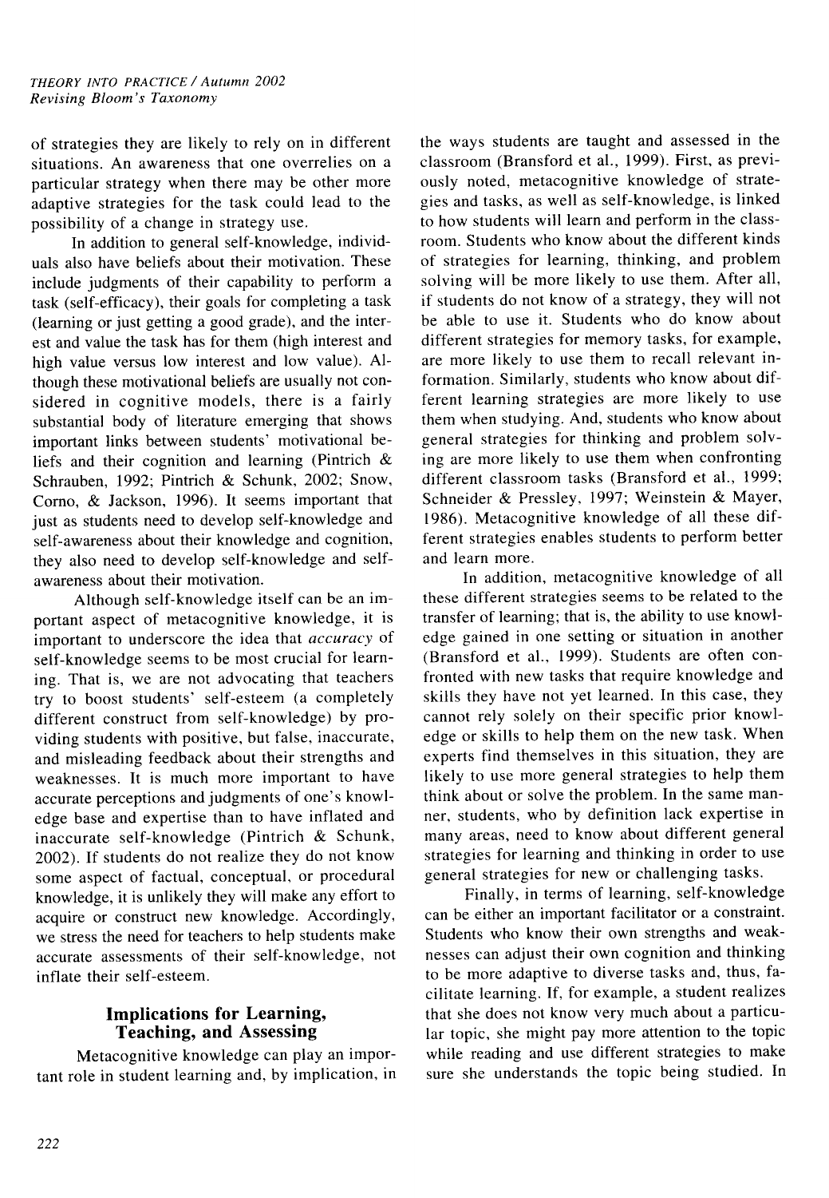of strategies they are likely to rely on in different situations. An awareness that one overrelies on a particular strategy when there may be other more adaptive strategies for the task could lead to the possibility of a change in strategy use.

In addition to general self-knowledge, individuals also have beliefs about their motivation. These include judgments of their capability to perform a task (self-efficacy), their goals for completing a task (learning or just getting a good grade), and the interest and value the task has for them (high interest and high value versus low interest and low value). Although these motivational beliefs are usually not considered in cognitive models, there is a fairly substantial body of literature emerging that shows important links between students' motivational beliefs and their cognition and learning (Pintrich & Schrauben, 1992; Pintrich & Schunk, 2002; Snow, Corno, & Jackson, 1996). It seems important that just as students need to develop self-knowledge and self-awareness about their knowledge and cognition, they also need to develop self-knowledge and self-awareness about their motivation.

Although self-knowledge itself can be an important aspect of metacognitive knowledge, it is important to underscore the idea that *accuracy* of self-knowledge seems to be most crucial for learning. That is, we are not advocating that teachers try to boost students' self-esteem (a completely different construct from self-knowledge) by providing students with positive, but false, inaccurate, and misleading feedback about their strengths and weaknesses. It is much more important to have accurate perceptions and judgments of one's knowledge base and expertise than to have inflated and inaccurate self-knowledge (Pintrich & Schunk, 2002). If students do not realize they do not know some aspect of factual, conceptual, or procedural knowledge, it is unlikely they will make any effort to acquire or construct new knowledge. Accordingly, we stress the need for teachers to help students make accurate assessments of their self-knowledge, not inflate their self-esteem.

## Implications for Learning, Teaching, and Assessing

Metacognitive knowledge can play an important role in student learning and, by implication, in the ways students are taught and assessed in the classroom (Bransford et al., 1999). First, as previously noted, metacognitive knowledge of strategies and tasks, as well as self-knowledge, is linked to how students will learn and perform in the classroom. Students who know about the different kinds of strategies for learning, thinking, and problem solving will be more likely to use them. After all, if students do not know of a strategy, they will not be able to use it. Students who do know about different strategies for memory tasks, for example, are more likely to use them to recall relevant information. Similarly, students who know about different learning strategies are more likely to use them when studying. And, students who know about general strategies for thinking and problem solving are more likely to use them when confronting different classroom tasks (Bransford et al., 1999; Schneider & Pressley, 1997; Weinstein & Mayer, 1986). Metacognitive knowledge of all these different strategies enables students to perform better and learn more.

In addition, metacognitive knowledge of all these different strategies seems to be related to the transfer of learning; that is, the ability to use knowledge gained in one setting or situation in another (Bransford et al., 1999). Students are often confronted with new tasks that require knowledge and skills they have not yet learned. In this case, they cannot rely solely on their specific prior knowledge or skills to help them on the new task. When experts find themselves in this situation, they are likely to use more general strategies to help them think about or solve the problem. In the same manner, students, who by definition lack expertise in many areas, need to know about different general strategies for learning and thinking in order to use general strategies for new or challenging tasks.

Finally, in terms of learning, self-knowledge can be either an important facilitator or a constraint. Students who know their own strengths and weaknesses can adjust their own cognition and thinking to be more adaptive to diverse tasks and, thus, facilitate learning. If, for example, a student realizes that she does not know very much about a particular topic, she might pay more attention to the topic while reading and use different strategies to make sure she understands the topic being studied. In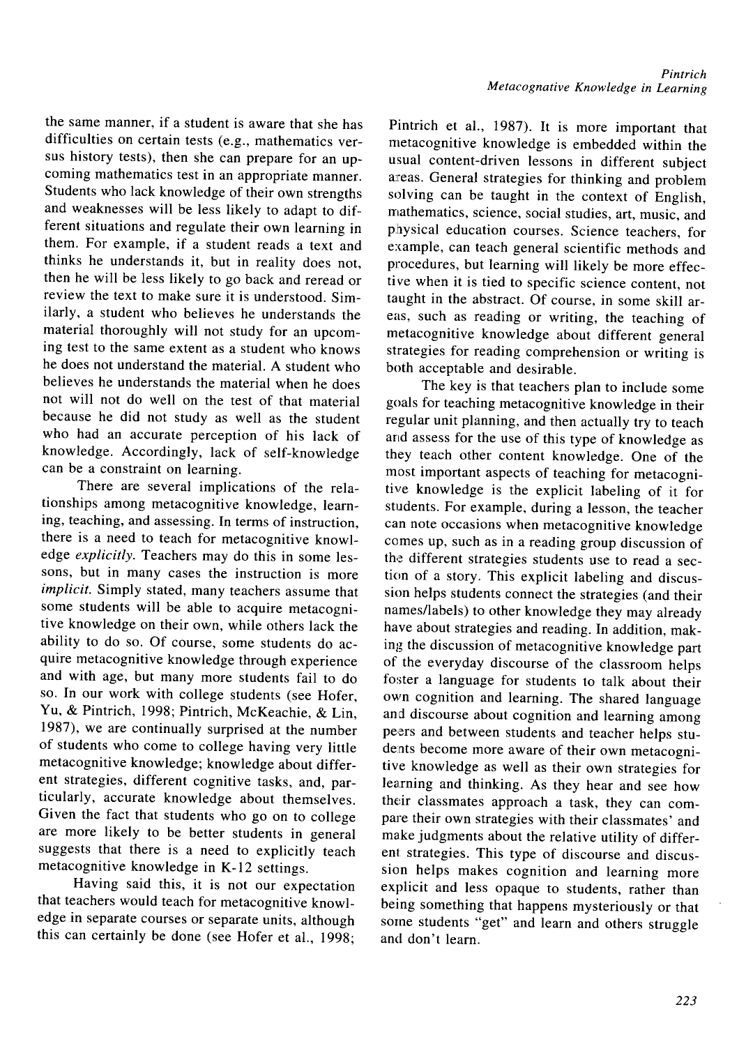the same manner, if a student is aware that she has difficulties on certain tests (e.g., mathematics versus history tests), then she can prepare for an upcoming mathematics test in an appropriate manner. Students who lack knowledge of their own strengths and weaknesses will be less likely to adapt to different situations and regulate their own learning in them. For example, if a student reads a text and thinks he understands it, but in reality does not, then he will be less likely to go back and reread or review the text to make sure it is understood. Similarly, a student who believes he understands the material thoroughly will not study for an upcoming test to the same extent as a student who knows he does not understand the material. A student who believes he understands the material when he does not will not do well on the test of that material because he did not study as well as the student who had an accurate perception of his lack of knowledge. Accordingly, lack of self-knowledge can be a constraint on learning.

There are several implications of the relationships among metacognitive knowledge, learning, teaching, and assessing. In terms of instruction, there is a need to teach for metacognitive knowledge *explicitly*. Teachers may do this in some lessons, but in many cases the instruction is more *implicit*. Simply stated, many teachers assume that some students will be able to acquire metacognitive knowledge on their own, while others lack the ability to do so. Of course, some students do acquire metacognitive knowledge through experience and with age, but many more students fail to do so. In our work with college students (see Hofer, Yu, & Pintrich, 1998; Pintrich, McKeachie, & Lin, 1987), we are continually surprised at the number of students who come to college having very little metacognitive knowledge; knowledge about different strategies, different cognitive tasks, and, particularly, accurate knowledge about themselves. Given the fact that students who go on to college are more likely to be better students in general suggests that there is a need to explicitly teach metacognitive knowledge in K-12 settings.

Having said this, it is not our expectation that teachers would teach for metacognitive knowledge in separate courses or separate units, although this can certainly be done (see Hofer et al., 1998; Pintrich et al., 1987). It is more important that metacognitive knowledge is embedded within the usual content-driven lessons in different subject areas. General strategies for thinking and problem solving can be taught in the context of English, mathematics, science, social studies, art, music, and physical education courses. Science teachers, for example, can teach general scientific methods and procedures, but learning will likely be more effective when it is tied to specific science content, not taught in the abstract. Of course, in some skill areas, such as reading or writing, the teaching of metacognitive knowledge about different general strategies for reading comprehension or writing is both acceptable and desirable.

The key is that teachers plan to include some goals for teaching metacognitive knowledge in their regular unit planning, and then actually try to teach and assess for the use of this type of knowledge as they teach other content knowledge. One of the most important aspects of teaching for metacognitive knowledge is the explicit labeling of it for students. For example, during a lesson, the teacher can note occasions when metacognitive knowledge comes up, such as in a reading group discussion of the different strategies students use to read a section of a story. This explicit labeling and discussion helps students connect the strategies (and their names/labels) to other knowledge they may already have about strategies and reading. In addition, making the discussion of metacognitive knowledge part of the everyday discourse of the classroom helps foster a language for students to talk about their own cognition and learning. The shared language and discourse about cognition and learning among peers and between students and teacher helps students become more aware of their own metacognitive knowledge as well as their own strategies for learning and thinking. As they hear and see how their classmates approach a task, they can compare their own strategies with their classmates' and make judgments about the relative utility of different strategies. This type of discourse and discussion helps makes cognition and learning more explicit and less opaque to students, rather than being something that happens mysteriously or that some students "get" and learn and others struggle and don't learn.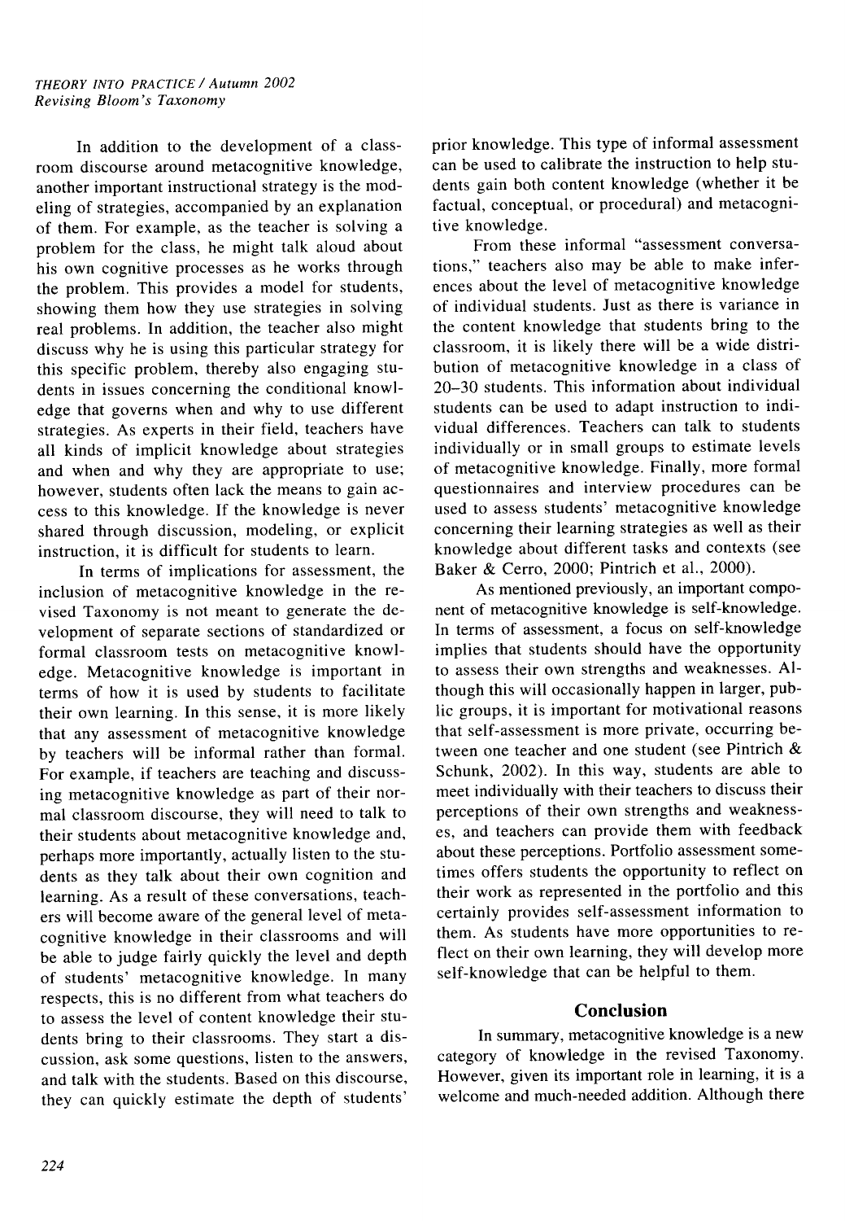In addition to the development of a classroom discourse around metacognitive knowledge, another important instructional strategy is the modeling of strategies, accompanied by an explanation of them. For example, as the teacher is solving a problem for the class, he might talk aloud about his own cognitive processes as he works through the problem. This provides a model for students, showing them how they use strategies in solving real problems. In addition, the teacher also might discuss why he is using this particular strategy for this specific problem, thereby also engaging students in issues concerning the conditional knowledge that governs when and why to use different strategies. As experts in their field, teachers have all kinds of implicit knowledge about strategies and when and why they are appropriate to use; however, students often lack the means to gain access to this knowledge. If the knowledge is never shared through discussion, modeling, or explicit instruction, it is difficult for students to learn.

In terms of implications for assessment, the inclusion of metacognitive knowledge in the revised Taxonomy is not meant to generate the development of separate sections of standardized or formal classroom tests on metacognitive knowledge. Metacognitive knowledge is important in terms of how it is used by students to facilitate their own learning. In this sense, it is more likely that any assessment of metacognitive knowledge by teachers will be informal rather than formal. For example, if teachers are teaching and discussing metacognitive knowledge as part of their normal classroom discourse, they will need to talk to their students about metacognitive knowledge and, perhaps more importantly, actually listen to the students as they talk about their own cognition and learning. As a result of these conversations, teachers will become aware of the general level of metacognitive knowledge in their classrooms and will be able to judge fairly quickly the level and depth of students' metacognitive knowledge. In many respects, this is no different from what teachers do to assess the level of content knowledge their students bring to their classrooms. They start a discussion, ask some questions, listen to the answers, and talk with the students. Based on this discourse, they can quickly estimate the depth of students' prior knowledge. This type of informal assessment can be used to calibrate the instruction to help students gain both content knowledge (whether it be factual, conceptual, or procedural) and metacognitive knowledge.

From these informal "assessment conversations," teachers also may be able to make inferences about the level of metacognitive knowledge of individual students. Just as there is variance in the content knowledge that students bring to the classroom, it is likely there will be a wide distribution of metacognitive knowledge in a class of 20–30 students. This information about individual students can be used to adapt instruction to individual differences. Teachers can talk to students individually or in small groups to estimate levels of metacognitive knowledge. Finally, more formal questionnaires and interview procedures can be used to assess students' metacognitive knowledge concerning their learning strategies as well as their knowledge about different tasks and contexts (see Baker & Cerro, 2000; Pintrich et al., 2000).

As mentioned previously, an important component of metacognitive knowledge is self-knowledge. In terms of assessment, a focus on self-knowledge implies that students should have the opportunity to assess their own strengths and weaknesses. Although this will occasionally happen in larger, public groups, it is important for motivational reasons that self-assessment is more private, occurring between one teacher and one student (see Pintrich & Schunk, 2002). In this way, students are able to meet individually with their teachers to discuss their perceptions of their own strengths and weaknesses, and teachers can provide them with feedback about these perceptions. Portfolio assessment sometimes offers students the opportunity to reflect on their work as represented in the portfolio and this certainly provides self-assessment information to them. As students have more opportunities to reflect on their own learning, they will develop more self-knowledge that can be helpful to them.

## Conclusion

In summary, metacognitive knowledge is a new category of knowledge in the revised Taxonomy. However, given its important role in learning, it is a welcome and much-needed addition. Although there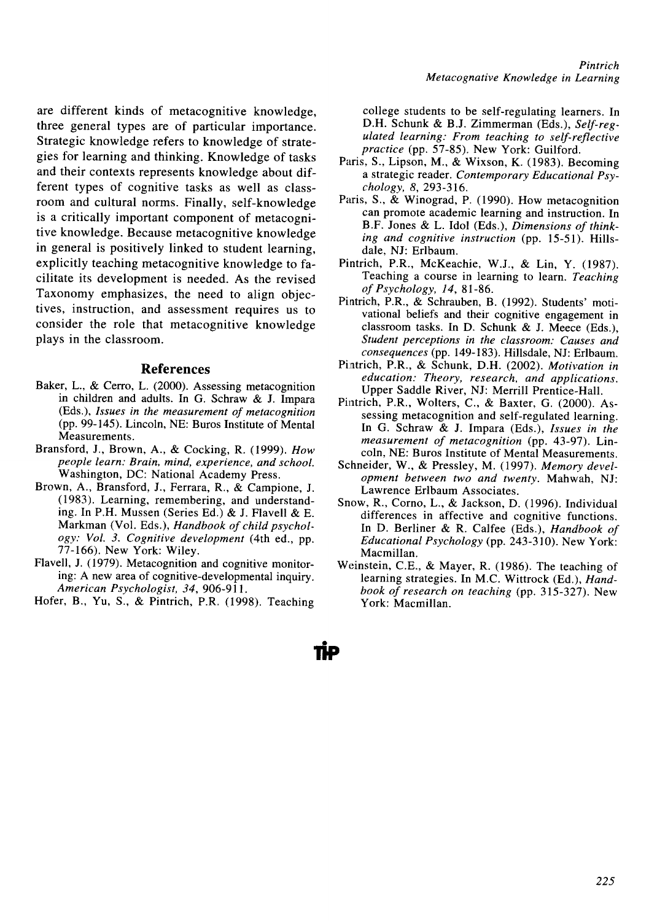are different kinds of metacognitive knowledge, three general types are of particular importance. Strategic knowledge refers to knowledge of strategies for learning and thinking. Knowledge of tasks and their contexts represents knowledge about different types of cognitive tasks as well as classroom and cultural norms. Finally, self-knowledge is a critically important component of metacognitive knowledge. Because metacognitive knowledge in general is positively linked to student learning, explicitly teaching metacognitive knowledge to facilitate its development is needed. As the revised Taxonomy emphasizes, the need to align objectives, instruction, and assessment requires us to consider the role that metacognitive knowledge plays in the classroom.

## References

Baker, L., & Cerro, L. (2000). Assessing metacognition in children and adults. In G. Schraw & J. Impara (Eds.), *Issues in the measurement of metacognition* (pp. 99-145). Lincoln, NE: Buros Institute of Mental Measurements.

Bransford, J., Brown, A., & Cocking, R. (1999). *How people learn: Brain, mind, experience, and school.* Washington, DC: National Academy Press.

Brown, A., Bransford, J., Ferrara, R., & Campione, J. (1983). Learning, remembering, and understanding. In P.H. Mussen (Series Ed.) & J. Flavell & E. Markman (Vol. Eds.), *Handbook of child psychology: Vol. 3. Cognitive development* (4th ed., pp. 77-166). New York: Wiley.

Flavell, J. (1979). Metacognition and cognitive monitoring: A new area of cognitive-developmental inquiry. *American Psychologist, 34,* 906-911.

Hofer, B., Yu, S., & Pintrich, P.R. (1998). Teaching college students to be self-regulating learners. In D.H. Schunk & B.J. Zimmerman (Eds.), *Self-regulated learning: From teaching to self-reflective practice* (pp. 57-85). New York: Guilford.

Paris, S., Lipson, M., & Wixson, K. (1983). Becoming a strategic reader. *Contemporary Educational Psychology, 8,* 293-316.

Paris, S., & Winograd, P. (1990). How metacognition can promote academic learning and instruction. In B.F. Jones & L. Idol (Eds.), *Dimensions of thinking and cognitive instruction* (pp. 15-51). Hillsdale, NJ: Erlbaum.

Pintrich, P.R., McKeachie, W.J., & Lin, Y. (1987). Teaching a course in learning to learn. *Teaching of Psychology, 14,* 81-86.

Pintrich, P.R., & Schrauben, B. (1992). Students' motivational beliefs and their cognitive engagement in classroom tasks. In D. Schunk & J. Meece (Eds.), *Student perceptions in the classroom: Causes and consequences* (pp. 149-183). Hillsdale, NJ: Erlbaum.

Pintrich, P.R., & Schunk, D.H. (2002). *Motivation in education: Theory, research, and applications.* Upper Saddle River, NJ: Merrill Prentice-Hall.

Pintrich, P.R., Wolters, C., & Baxter, G. (2000). Assessing metacognition and self-regulated learning. In G. Schraw & J. Impara (Eds.), *Issues in the measurement of metacognition* (pp. 43-97). Lincoln, NE: Buros Institute of Mental Measurements.

Schneider, W., & Pressley, M. (1997). *Memory development between two and twenty.* Mahwah, NJ: Lawrence Erlbaum Associates.

Snow, R., Corno, L., & Jackson, D. (1996). Individual differences in affective and cognitive functions. In D. Berliner & R. Calfee (Eds.), *Handbook of Educational Psychology* (pp. 243-310). New York: Macmillan.

Weinstein, C.E., & Mayer, R. (1986). The teaching of learning strategies. In M.C. Wittrock (Ed.), *Handbook of research on teaching* (pp. 315-327). New York: Macmillan.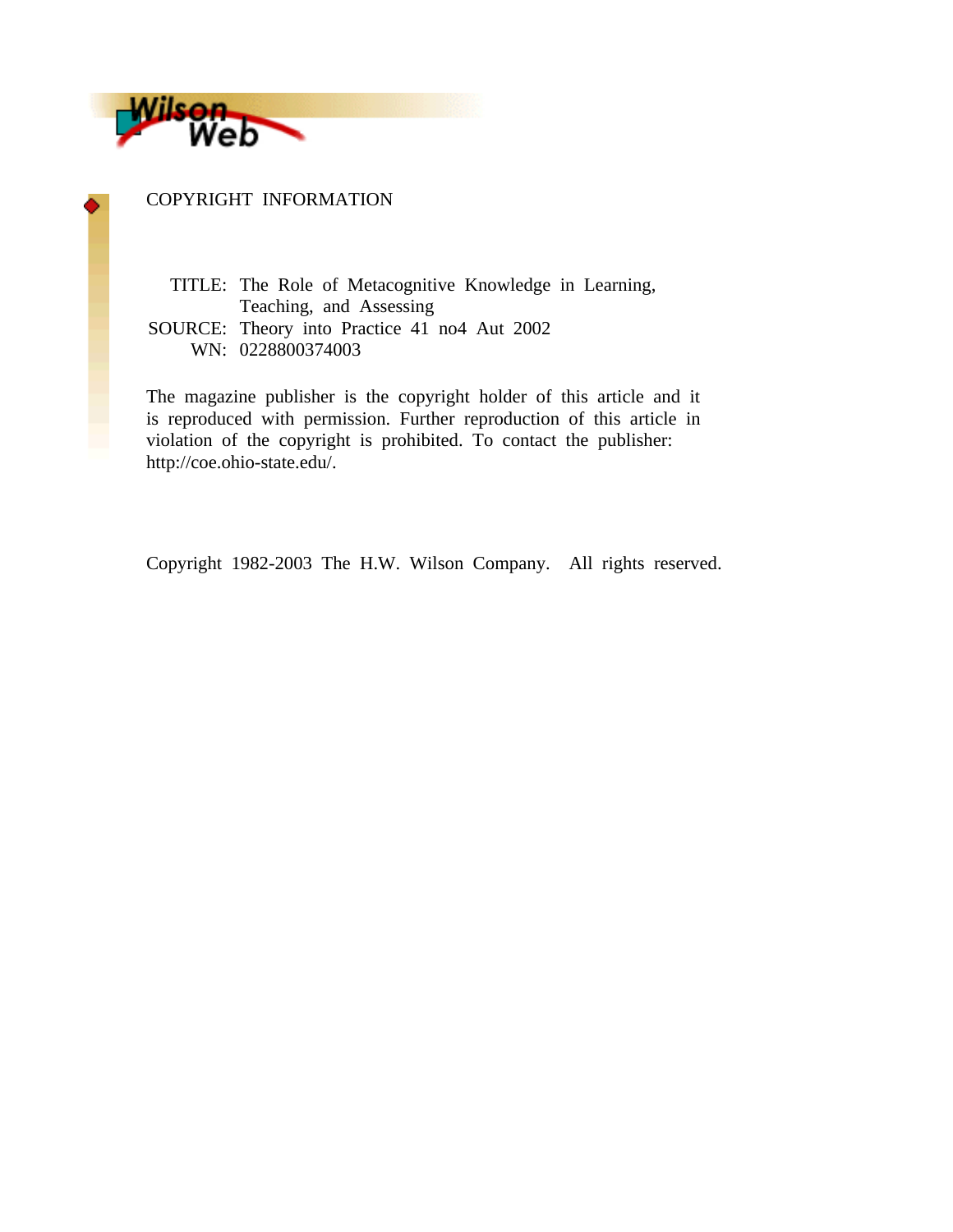COPYRIGHT INFORMATION

TITLE: The Role of Metacognitive Knowledge in Learning, Teaching, and Assessing
SOURCE: Theory into Practice 41 no4 Aut 2002
WN: 0228800374003

The magazine publisher is the copyright holder of this article and it is reproduced with permission. Further reproduction of this article in violation of the copyright is prohibited. To contact the publisher: http://coe.ohio-state.edu/.

Copyright 1982-2003 The H.W. Wilson Company. All rights reserved.